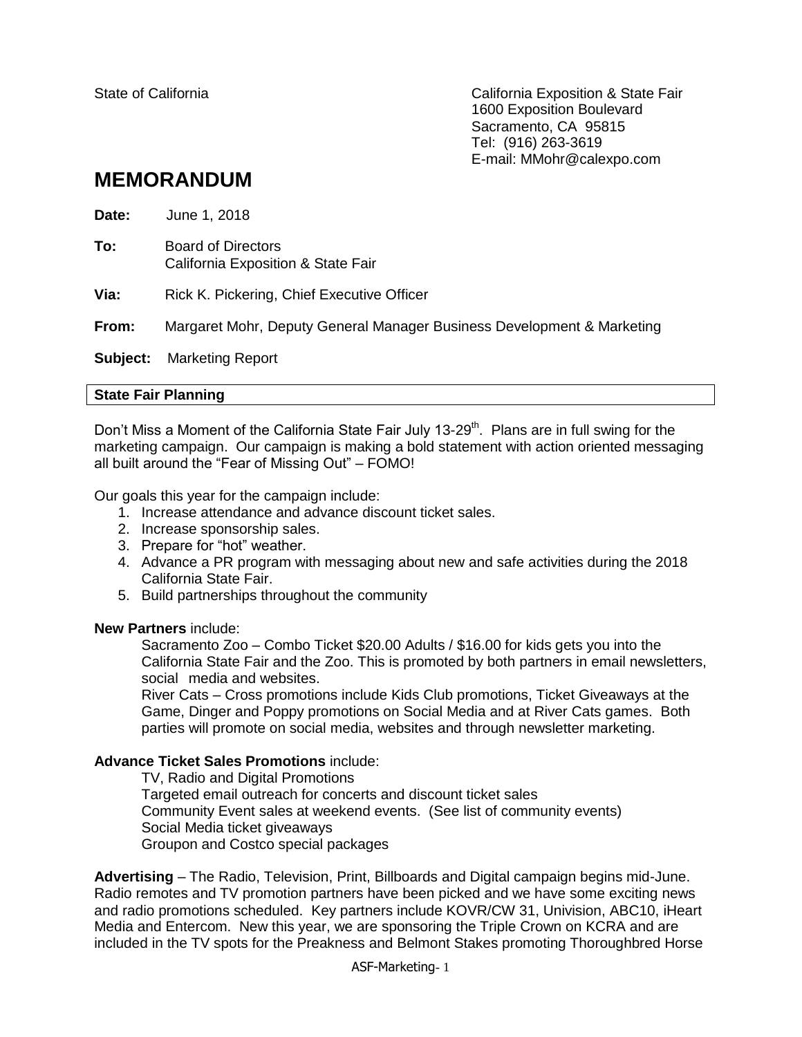State of California

California Exposition & State Fair
1600 Exposition Boulevard
Sacramento, CA 95815
Tel: (916) 263-3619
E-mail: MMohr@calexpo.com

# MEMORANDUM

**Date:** June 1, 2018

**To:** Board of Directors
California Exposition & State Fair

**Via:** Rick K. Pickering, Chief Executive Officer

**From:** Margaret Mohr, Deputy General Manager Business Development & Marketing

**Subject:** Marketing Report

## State Fair Planning

Don't Miss a Moment of the California State Fair July 13-29th. Plans are in full swing for the marketing campaign. Our campaign is making a bold statement with action oriented messaging all built around the "Fear of Missing Out" – FOMO!

Our goals this year for the campaign include:

1. Increase attendance and advance discount ticket sales.
2. Increase sponsorship sales.
3. Prepare for "hot" weather.
4. Advance a PR program with messaging about new and safe activities during the 2018 California State Fair.
5. Build partnerships throughout the community

**New Partners** include:

Sacramento Zoo – Combo Ticket $20.00 Adults / $16.00 for kids gets you into the California State Fair and the Zoo. This is promoted by both partners in email newsletters, social media and websites.

River Cats – Cross promotions include Kids Club promotions, Ticket Giveaways at the Game, Dinger and Poppy promotions on Social Media and at River Cats games. Both parties will promote on social media, websites and through newsletter marketing.

**Advance Ticket Sales Promotions** include:

TV, Radio and Digital Promotions
Targeted email outreach for concerts and discount ticket sales
Community Event sales at weekend events. (See list of community events)
Social Media ticket giveaways
Groupon and Costco special packages

**Advertising** – The Radio, Television, Print, Billboards and Digital campaign begins mid-June. Radio remotes and TV promotion partners have been picked and we have some exciting news and radio promotions scheduled. Key partners include KOVR/CW 31, Univision, ABC10, iHeart Media and Entercom. New this year, we are sponsoring the Triple Crown on KCRA and are included in the TV spots for the Preakness and Belmont Stakes promoting Thoroughbred Horse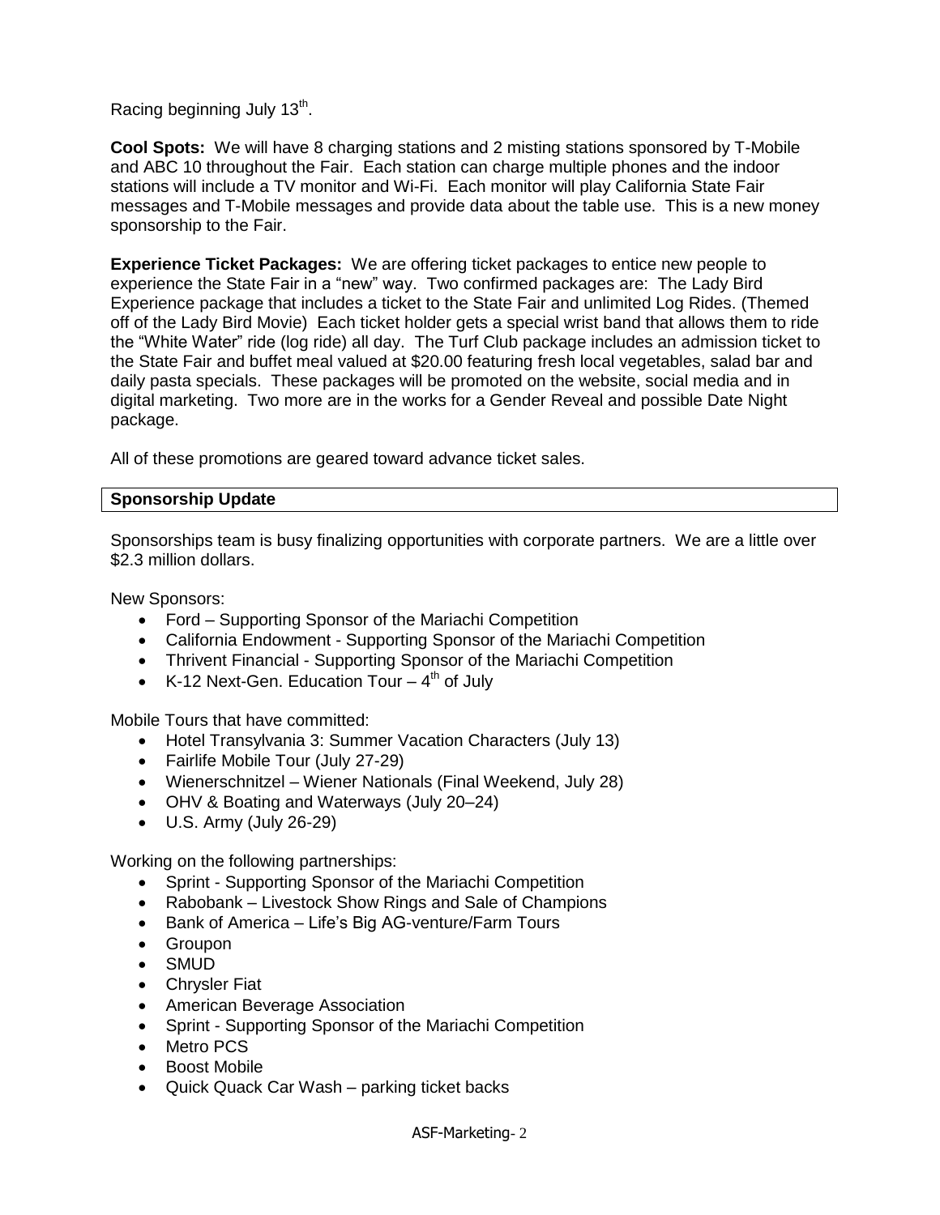Racing beginning July 13th.

**Cool Spots:** We will have 8 charging stations and 2 misting stations sponsored by T-Mobile and ABC 10 throughout the Fair. Each station can charge multiple phones and the indoor stations will include a TV monitor and Wi-Fi. Each monitor will play California State Fair messages and T-Mobile messages and provide data about the table use. This is a new money sponsorship to the Fair.

**Experience Ticket Packages:** We are offering ticket packages to entice new people to experience the State Fair in a "new" way. Two confirmed packages are: The Lady Bird Experience package that includes a ticket to the State Fair and unlimited Log Rides. (Themed off of the Lady Bird Movie) Each ticket holder gets a special wrist band that allows them to ride the "White Water" ride (log ride) all day. The Turf Club package includes an admission ticket to the State Fair and buffet meal valued at $20.00 featuring fresh local vegetables, salad bar and daily pasta specials. These packages will be promoted on the website, social media and in digital marketing. Two more are in the works for a Gender Reveal and possible Date Night package.

All of these promotions are geared toward advance ticket sales.

## Sponsorship Update

Sponsorships team is busy finalizing opportunities with corporate partners. We are a little over $2.3 million dollars.

New Sponsors:

- Ford – Supporting Sponsor of the Mariachi Competition
- California Endowment - Supporting Sponsor of the Mariachi Competition
- Thrivent Financial - Supporting Sponsor of the Mariachi Competition
- K-12 Next-Gen. Education Tour – 4th of July

Mobile Tours that have committed:

- Hotel Transylvania 3: Summer Vacation Characters (July 13)
- Fairlife Mobile Tour (July 27-29)
- Wienerschnitzel – Wiener Nationals (Final Weekend, July 28)
- OHV & Boating and Waterways (July 20–24)
- U.S. Army (July 26-29)

Working on the following partnerships:

- Sprint - Supporting Sponsor of the Mariachi Competition
- Rabobank – Livestock Show Rings and Sale of Champions
- Bank of America – Life's Big AG-venture/Farm Tours
- Groupon
- SMUD
- Chrysler Fiat
- American Beverage Association
- Sprint - Supporting Sponsor of the Mariachi Competition
- Metro PCS
- Boost Mobile
- Quick Quack Car Wash – parking ticket backs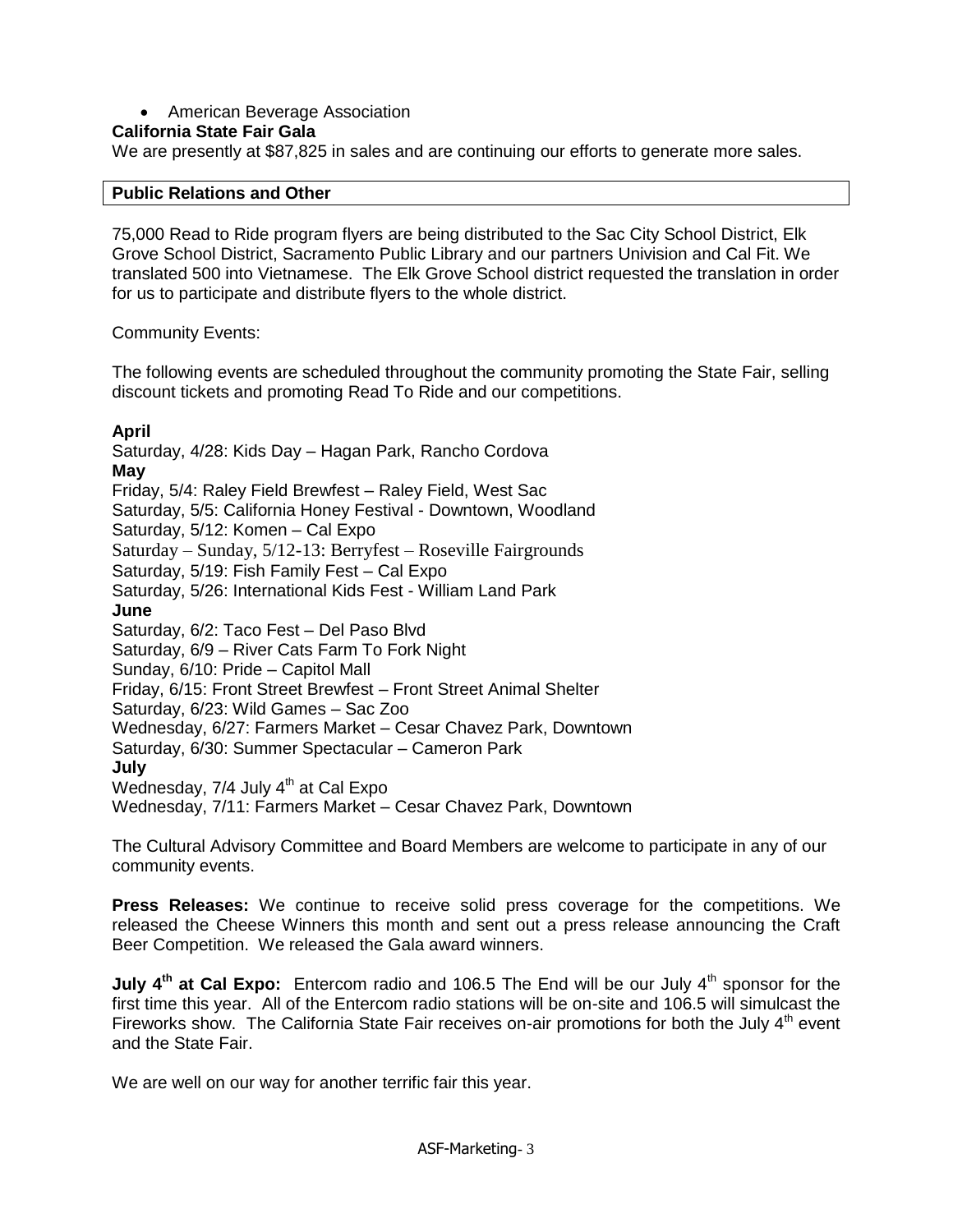- American Beverage Association

**California State Fair Gala**

We are presently at $87,825 in sales and are continuing our efforts to generate more sales.

## Public Relations and Other

75,000 Read to Ride program flyers are being distributed to the Sac City School District, Elk Grove School District, Sacramento Public Library and our partners Univision and Cal Fit. We translated 500 into Vietnamese. The Elk Grove School district requested the translation in order for us to participate and distribute flyers to the whole district.

Community Events:

The following events are scheduled throughout the community promoting the State Fair, selling discount tickets and promoting Read To Ride and our competitions.

**April**

Saturday, 4/28: Kids Day – Hagan Park, Rancho Cordova

**May**

Friday, 5/4: Raley Field Brewfest – Raley Field, West Sac
Saturday, 5/5: California Honey Festival - Downtown, Woodland
Saturday, 5/12: Komen – Cal Expo
Saturday – Sunday, 5/12-13: Berryfest – Roseville Fairgrounds
Saturday, 5/19: Fish Family Fest – Cal Expo
Saturday, 5/26: International Kids Fest - William Land Park

**June**

Saturday, 6/2: Taco Fest – Del Paso Blvd
Saturday, 6/9 – River Cats Farm To Fork Night
Sunday, 6/10: Pride – Capitol Mall
Friday, 6/15: Front Street Brewfest – Front Street Animal Shelter
Saturday, 6/23: Wild Games – Sac Zoo
Wednesday, 6/27: Farmers Market – Cesar Chavez Park, Downtown
Saturday, 6/30: Summer Spectacular – Cameron Park

**July**

Wednesday, 7/4 July 4th at Cal Expo
Wednesday, 7/11: Farmers Market – Cesar Chavez Park, Downtown

The Cultural Advisory Committee and Board Members are welcome to participate in any of our community events.

**Press Releases:** We continue to receive solid press coverage for the competitions. We released the Cheese Winners this month and sent out a press release announcing the Craft Beer Competition. We released the Gala award winners.

**July 4th at Cal Expo:** Entercom radio and 106.5 The End will be our July 4th sponsor for the first time this year. All of the Entercom radio stations will be on-site and 106.5 will simulcast the Fireworks show. The California State Fair receives on-air promotions for both the July 4th event and the State Fair.

We are well on our way for another terrific fair this year.